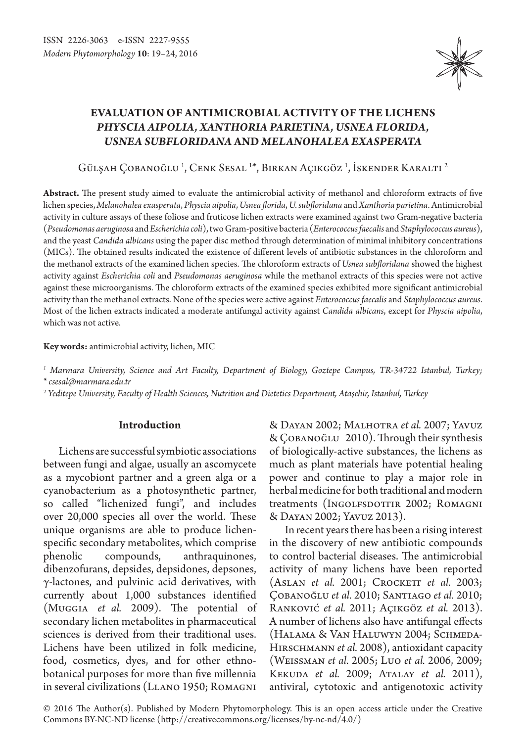ISSN 2226-3063 e-ISSN 2227-9555
*Modern Phytomorphology* **10**: 19–24, 2016

# EVALUATION OF ANTIMICROBIAL ACTIVITY OF THE LICHENS *PHYSCIA AIPOLIA*, *XANTHORIA PARIETINA*, *USNEA FLORIDA*, *USNEA SUBFLORIDANA* AND *MELANOHALEA EXASPERATA*

Gülşah Çobanoğlu [1], Cenk Sesal [1*], Birkan Açıkgöz [1], İskender Karaltı [2]

**Abstract.** The present study aimed to evaluate the antimicrobial activity of methanol and chloroform extracts of five lichen species, *Melanohalea exasperata*, *Physcia aipolia*, *Usnea florida*, *U. subfloridana* and *Xanthoria parietina*. Antimicrobial activity in culture assays of these foliose and fruticose lichen extracts were examined against two Gram-negative bacteria (*Pseudomonas aeruginosa* and *Escherichia coli*), two Gram-positive bacteria (*Enterococcus faecalis* and *Staphylococcus aureus*), and the yeast *Candida albicans* using the paper disc method through determination of minimal inhibitory concentrations (MICs). The obtained results indicated the existence of different levels of antibiotic substances in the chloroform and the methanol extracts of the examined lichen species. The chloroform extracts of *Usnea subfloridana* showed the highest activity against *Escherichia coli* and *Pseudomonas aeruginosa* while the methanol extracts of this species were not active against these microorganisms. The chloroform extracts of the examined species exhibited more significant antimicrobial activity than the methanol extracts. None of the species were active against *Enterococcus faecalis* and *Staphylococcus aureus*. Most of the lichen extracts indicated a moderate antifungal activity against *Candida albicans*, except for *Physcia aipolia*, which was not active.

**Key words:** antimicrobial activity, lichen, MIC

[1] *Marmara University, Science and Art Faculty, Department of Biology, Goztepe Campus, TR-34722 Istanbul, Turkey;*
*\* csesal@marmara.edu.tr*
[2] *Yeditepe University, Faculty of Health Sciences, Nutrition and Dietetics Department, Ataşehir, Istanbul, Turkey*

## Introduction

Lichens are successful symbiotic associations between fungi and algae, usually an ascomycete as a mycobiont partner and a green alga or a cyanobacterium as a photosynthetic partner, so called "lichenized fungi", and includes over 20,000 species all over the world. These unique organisms are able to produce lichen-specific secondary metabolites, which comprise phenolic compounds, anthraquinones, dibenzofurans, depsides, depsidones, depsones, γ-lactones, and pulvinic acid derivatives, with currently about 1,000 substances identified (Muggia *et al.* 2009). The potential of secondary lichen metabolites in pharmaceutical sciences is derived from their traditional uses. Lichens have been utilized in folk medicine, food, cosmetics, dyes, and for other ethno-botanical purposes for more than five millennia in several civilizations (Llano 1950; Romagni & Dayan 2002; Malhotra *et al.* 2007; Yavuz & Çobanoğlu 2010). Through their synthesis of biologically-active substances, the lichens as much as plant materials have potential healing power and continue to play a major role in herbal medicine for both traditional and modern treatments (Ingolfsdottir 2002; Romagni & Dayan 2002; Yavuz 2013).

In recent years there has been a rising interest in the discovery of new antibiotic compounds to control bacterial diseases. The antimicrobial activity of many lichens have been reported (Aslan *et al.* 2001; Crockett *et al.* 2003; Çobanoğlu *et al.* 2010; Santiago *et al.* 2010; Ranković *et al.* 2011; Açıkgöz *et al.* 2013). A number of lichens also have antifungal effects (Halama & Van Haluwyn 2004; Schmeda-Hirschmann *et al.* 2008), antioxidant capacity (Weissman *et al.* 2005; Luo *et al.* 2006, 2009; Kekuda *et al.* 2009; Atalay *et al.* 2011), antiviral, cytotoxic and antigenotoxic activity

© 2016 The Author(s). Published by Modern Phytomorphology. This is an open access article under the Creative Commons BY-NC-ND license (http://creativecommons.org/licenses/by-nc-nd/4.0/)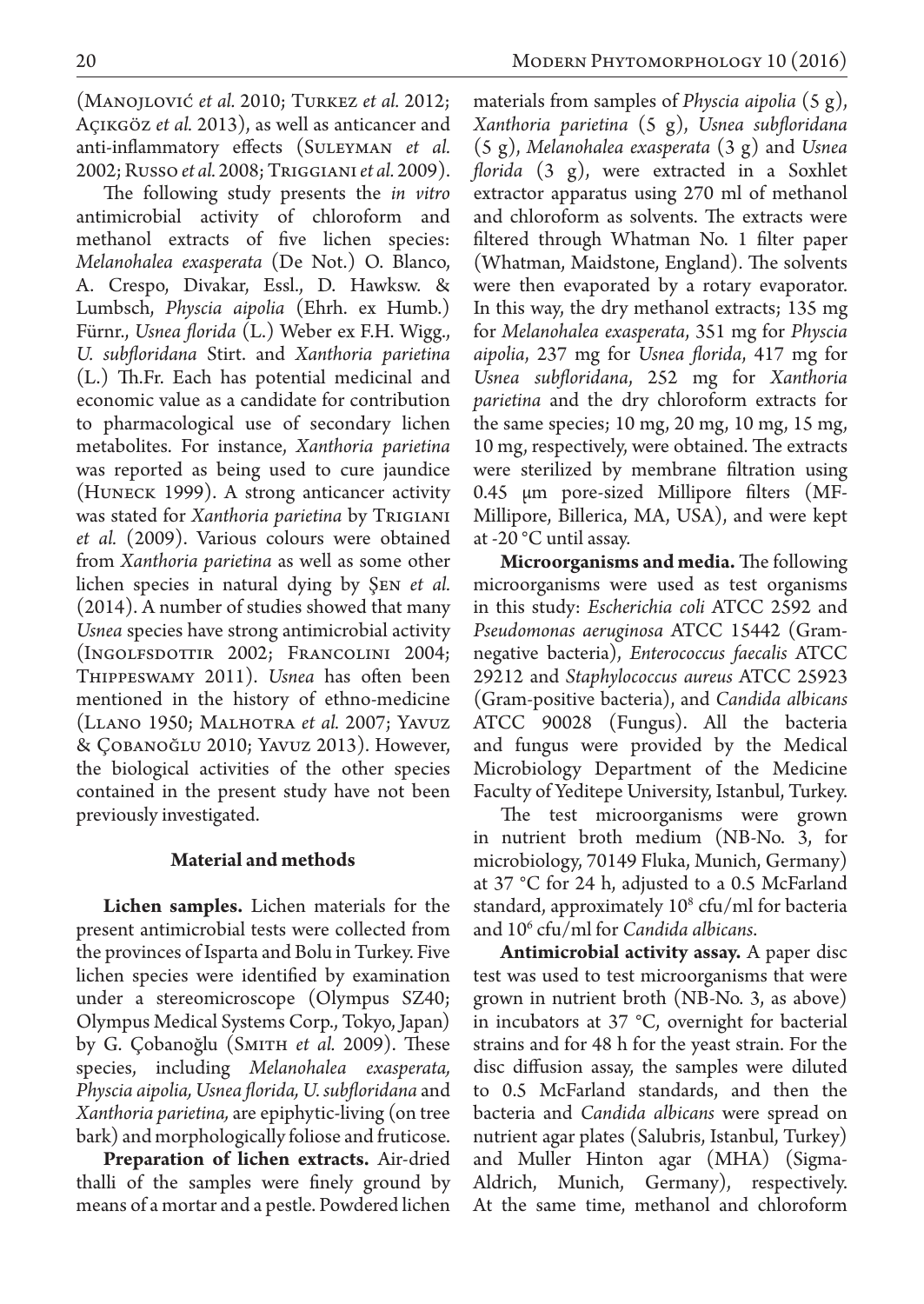(Manojlović *et al.* 2010; Turkez *et al.* 2012; Açıkgöz *et al.* 2013), as well as anticancer and anti-inflammatory effects (Suleyman *et al.* 2002; Russo *et al.* 2008; Triggiani *et al.* 2009).

The following study presents the *in vitro* antimicrobial activity of chloroform and methanol extracts of five lichen species: *Melanohalea exasperata* (De Not.) O. Blanco, A. Crespo, Divakar, Essl., D. Hawksw. & Lumbsch, *Physcia aipolia* (Ehrh. ex Humb.) Fürnr., *Usnea florida* (L.) Weber ex F.H. Wigg., *U. subfloridana* Stirt. and *Xanthoria parietina* (L.) Th.Fr. Each has potential medicinal and economic value as a candidate for contribution to pharmacological use of secondary lichen metabolites. For instance, *Xanthoria parietina* was reported as being used to cure jaundice (Huneck 1999). A strong anticancer activity was stated for *Xanthoria parietina* by Trigiani *et al.* (2009). Various colours were obtained from *Xanthoria parietina* as well as some other lichen species in natural dying by Şen *et al.* (2014). A number of studies showed that many *Usnea* species have strong antimicrobial activity (Ingolfsdottir 2002; Francolini 2004; Thippeswamy 2011). *Usnea* has often been mentioned in the history of ethno-medicine (Llano 1950; Malhotra *et al.* 2007; Yavuz & Çobanoğlu 2010; Yavuz 2013). However, the biological activities of the other species contained in the present study have not been previously investigated.

## Material and methods

**Lichen samples.** Lichen materials for the present antimicrobial tests were collected from the provinces of Isparta and Bolu in Turkey. Five lichen species were identified by examination under a stereomicroscope (Olympus SZ40; Olympus Medical Systems Corp., Tokyo, Japan) by G. Çobanoğlu (Smith *et al.* 2009). These species, including *Melanohalea exasperata, Physcia aipolia, Usnea florida, U. subfloridana* and *Xanthoria parietina,* are epiphytic-living (on tree bark) and morphologically foliose and fruticose.

**Preparation of lichen extracts.** Air-dried thalli of the samples were finely ground by means of a mortar and a pestle. Powdered lichen materials from samples of *Physcia aipolia* (5 g), *Xanthoria parietina* (5 g), *Usnea subfloridana* (5 g), *Melanohalea exasperata* (3 g) and *Usnea florida* (3 g), were extracted in a Soxhlet extractor apparatus using 270 ml of methanol and chloroform as solvents. The extracts were filtered through Whatman No. 1 filter paper (Whatman, Maidstone, England). The solvents were then evaporated by a rotary evaporator. In this way, the dry methanol extracts; 135 mg for *Melanohalea exasperata*, 351 mg for *Physcia aipolia*, 237 mg for *Usnea florida*, 417 mg for *Usnea subfloridana*, 252 mg for *Xanthoria parietina* and the dry chloroform extracts for the same species; 10 mg, 20 mg, 10 mg, 15 mg, 10 mg, respectively, were obtained. The extracts were sterilized by membrane filtration using 0.45 μm pore-sized Millipore filters (MF-Millipore, Billerica, MA, USA), and were kept at -20 °C until assay.

**Microorganisms and media.** The following microorganisms were used as test organisms in this study: *Escherichia coli* ATCC 2592 and *Pseudomonas aeruginosa* ATCC 15442 (Gram-negative bacteria), *Enterococcus faecalis* ATCC 29212 and *Staphylococcus aureus* ATCC 25923 (Gram-positive bacteria), and *Candida albicans* ATCC 90028 (Fungus). All the bacteria and fungus were provided by the Medical Microbiology Department of the Medicine Faculty of Yeditepe University, Istanbul, Turkey.

The test microorganisms were grown in nutrient broth medium (NB-No. 3, for microbiology, 70149 Fluka, Munich, Germany) at 37 °C for 24 h, adjusted to a 0.5 McFarland standard, approximately $10^8$ cfu/ml for bacteria and $10^6$ cfu/ml for *Candida albicans*.

**Antimicrobial activity assay.** A paper disc test was used to test microorganisms that were grown in nutrient broth (NB-No. 3, as above) in incubators at 37 °C, overnight for bacterial strains and for 48 h for the yeast strain. For the disc diffusion assay, the samples were diluted to 0.5 McFarland standards, and then the bacteria and *Candida albicans* were spread on nutrient agar plates (Salubris, Istanbul, Turkey) and Muller Hinton agar (MHA) (Sigma-Aldrich, Munich, Germany), respectively. At the same time, methanol and chloroform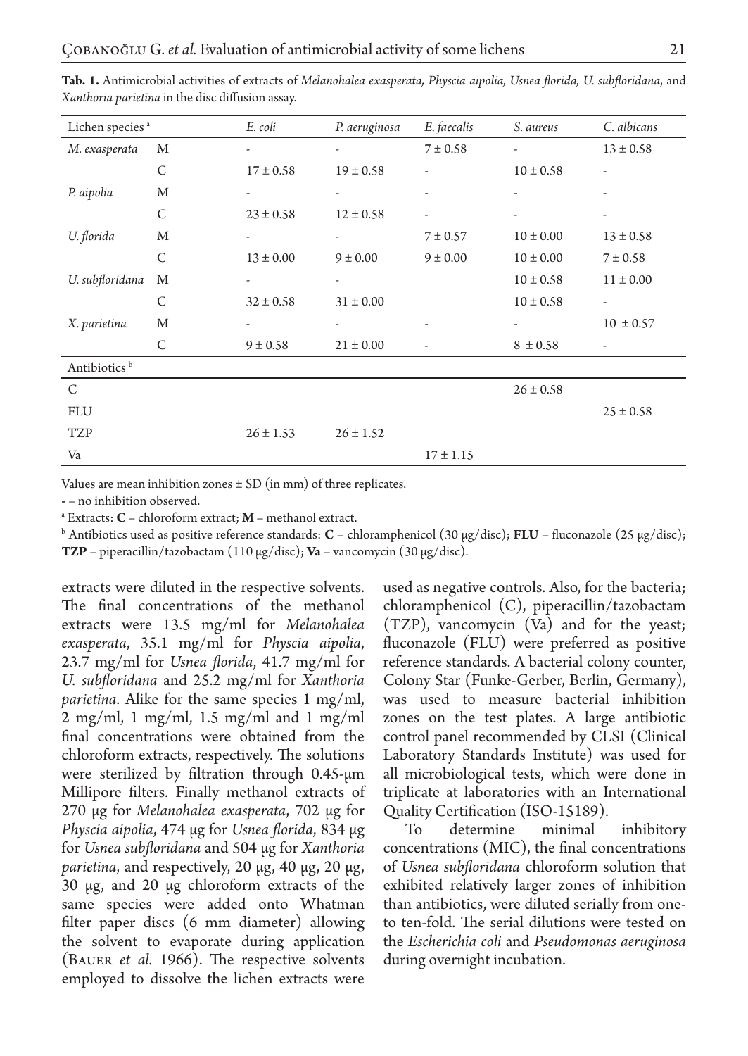**Tab. 1.** Antimicrobial activities of extracts of *Melanohalea exasperata, Physcia aipolia, Usnea florida, U. subfloridana*, and *Xanthoria parietina* in the disc diffusion assay.

| Lichen species [a] | | *E. coli* | *P. aeruginosa* | *E. faecalis* | *S. aureus* | *C. albicans* |
|---|---|---|---|---|---|---|
| *M. exasperata* | M | - | - | 7 ± 0.58 | - | 13 ± 0.58 |
| | C | 17 ± 0.58 | 19 ± 0.58 | - | 10 ± 0.58 | - |
| *P. aipolia* | M | - | - | - | - | - |
| | C | 23 ± 0.58 | 12 ± 0.58 | - | - | - |
| *U. florida* | M | - | - | 7 ± 0.57 | 10 ± 0.00 | 13 ± 0.58 |
| | C | 13 ± 0.00 | 9 ± 0.00 | 9 ± 0.00 | 10 ± 0.00 | 7 ± 0.58 |
| *U. subfloridana* | M | - | - | | 10 ± 0.58 | 11 ± 0.00 |
| | C | 32 ± 0.58 | 31 ± 0.00 | | 10 ± 0.58 | - |
| *X. parietina* | M | - | - | - | - | 10 ± 0.57 |
| | C | 9 ± 0.58 | 21 ± 0.00 | - | 8 ± 0.58 | - |
| Antibiotics [b] | | | | | | |
| C | | | | | 26 ± 0.58 | |
| FLU | | | | | | 25 ± 0.58 |
| TZP | | 26 ± 1.53 | 26 ± 1.52 | | | |
| Va | | | | 17 ± 1.15 | | |

Values are mean inhibition zones ± SD (in mm) of three replicates.

- – no inhibition observed.

[a] Extracts: **C** – chloroform extract; **M** – methanol extract.

[b] Antibiotics used as positive reference standards: **C** – chloramphenicol (30 μg/disc); **FLU** – fluconazole (25 μg/disc); **TZP** – piperacillin/tazobactam (110 μg/disc); **Va** – vancomycin (30 μg/disc).

extracts were diluted in the respective solvents. The final concentrations of the methanol extracts were 13.5 mg/ml for *Melanohalea exasperata*, 35.1 mg/ml for *Physcia aipolia*, 23.7 mg/ml for *Usnea florida*, 41.7 mg/ml for *U. subfloridana* and 25.2 mg/ml for *Xanthoria parietina*. Alike for the same species 1 mg/ml, 2 mg/ml, 1 mg/ml, 1.5 mg/ml and 1 mg/ml final concentrations were obtained from the chloroform extracts, respectively. The solutions were sterilized by filtration through 0.45-μm Millipore filters. Finally methanol extracts of 270 μg for *Melanohalea exasperata*, 702 μg for *Physcia aipolia*, 474 μg for *Usnea florida*, 834 μg for *Usnea subfloridana* and 504 μg for *Xanthoria parietina*, and respectively, 20 μg, 40 μg, 20 μg, 30 μg, and 20 μg chloroform extracts of the same species were added onto Whatman filter paper discs (6 mm diameter) allowing the solvent to evaporate during application (Bauer *et al.* 1966). The respective solvents employed to dissolve the lichen extracts were used as negative controls. Also, for the bacteria; chloramphenicol (C), piperacillin/tazobactam (TZP), vancomycin (Va) and for the yeast; fluconazole (FLU) were preferred as positive reference standards. A bacterial colony counter, Colony Star (Funke-Gerber, Berlin, Germany), was used to measure bacterial inhibition zones on the test plates. A large antibiotic control panel recommended by CLSI (Clinical Laboratory Standards Institute) was used for all microbiological tests, which were done in triplicate at laboratories with an International Quality Certification (ISO-15189).

To determine minimal inhibitory concentrations (MIC), the final concentrations of *Usnea subfloridana* chloroform solution that exhibited relatively larger zones of inhibition than antibiotics, were diluted serially from one-to ten-fold. The serial dilutions were tested on the *Escherichia coli* and *Pseudomonas aeruginosa* during overnight incubation.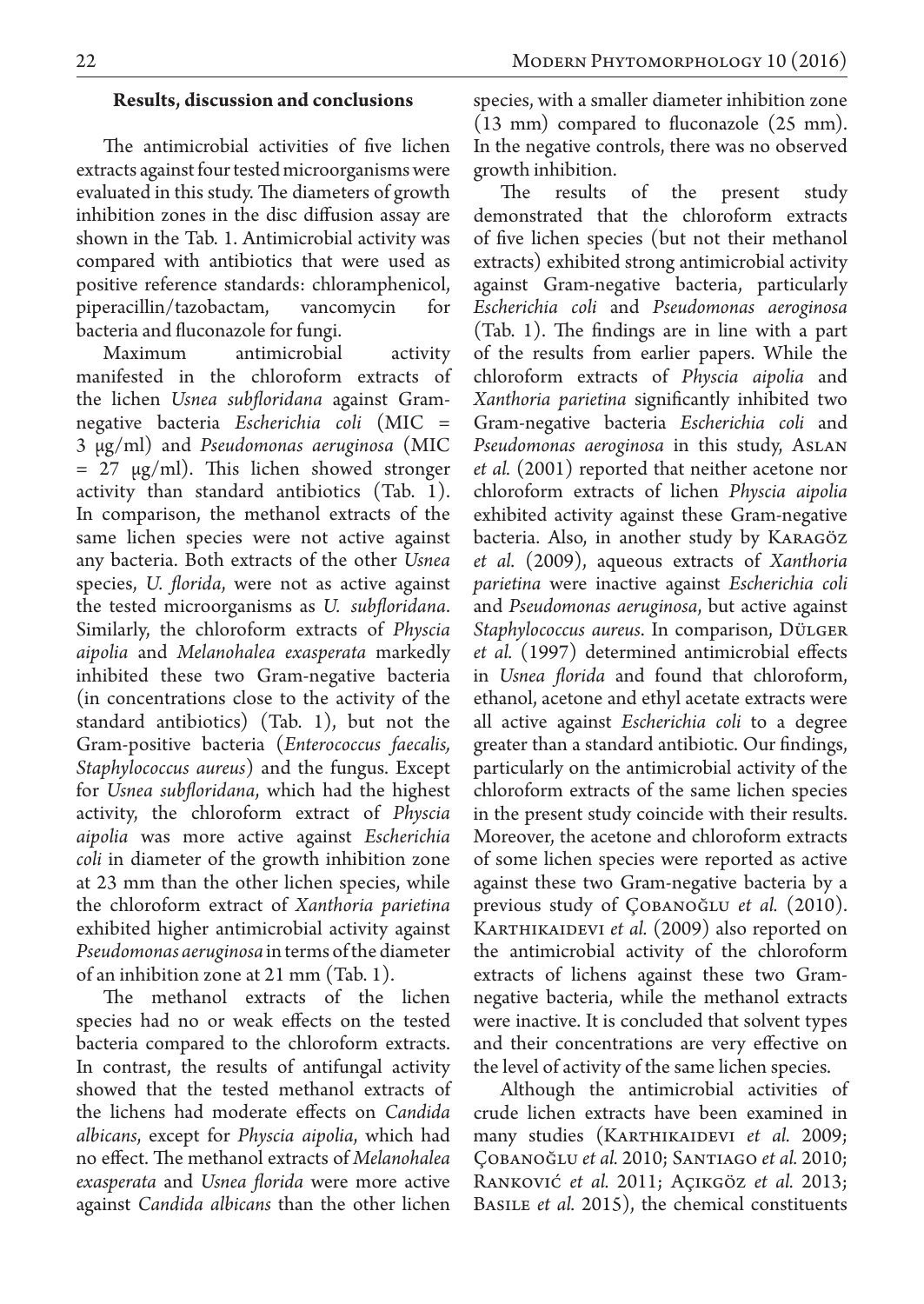## Results, discussion and conclusions

The antimicrobial activities of five lichen extracts against four tested microorganisms were evaluated in this study. The diameters of growth inhibition zones in the disc diffusion assay are shown in the Tab. 1. Antimicrobial activity was compared with antibiotics that were used as positive reference standards: chloramphenicol, piperacillin/tazobactam, vancomycin for bacteria and fluconazole for fungi.

Maximum antimicrobial activity manifested in the chloroform extracts of the lichen *Usnea subfloridana* against Gram-negative bacteria *Escherichia coli* (MIC = 3 μg/ml) and *Pseudomonas aeruginosa* (MIC = 27 μg/ml). This lichen showed stronger activity than standard antibiotics (Tab. 1). In comparison, the methanol extracts of the same lichen species were not active against any bacteria. Both extracts of the other *Usnea* species, *U. florida*, were not as active against the tested microorganisms as *U. subfloridana*. Similarly, the chloroform extracts of *Physcia aipolia* and *Melanohalea exasperata* markedly inhibited these two Gram-negative bacteria (in concentrations close to the activity of the standard antibiotics) (Tab. 1), but not the Gram-positive bacteria (*Enterococcus faecalis, Staphylococcus aureus*) and the fungus. Except for *Usnea subfloridana*, which had the highest activity, the chloroform extract of *Physcia aipolia* was more active against *Escherichia coli* in diameter of the growth inhibition zone at 23 mm than the other lichen species, while the chloroform extract of *Xanthoria parietina* exhibited higher antimicrobial activity against *Pseudomonas aeruginosa* in terms of the diameter of an inhibition zone at 21 mm (Tab. 1).

The methanol extracts of the lichen species had no or weak effects on the tested bacteria compared to the chloroform extracts. In contrast, the results of antifungal activity showed that the tested methanol extracts of the lichens had moderate effects on *Candida albicans*, except for *Physcia aipolia*, which had no effect. The methanol extracts of *Melanohalea exasperata* and *Usnea florida* were more active against *Candida albicans* than the other lichen species, with a smaller diameter inhibition zone (13 mm) compared to fluconazole (25 mm). In the negative controls, there was no observed growth inhibition.

The results of the present study demonstrated that the chloroform extracts of five lichen species (but not their methanol extracts) exhibited strong antimicrobial activity against Gram-negative bacteria, particularly *Escherichia coli* and *Pseudomonas aeroginosa* (Tab. 1). The findings are in line with a part of the results from earlier papers. While the chloroform extracts of *Physcia aipolia* and *Xanthoria parietina* significantly inhibited two Gram-negative bacteria *Escherichia coli* and *Pseudomonas aeroginosa* in this study, Aslan *et al.* (2001) reported that neither acetone nor chloroform extracts of lichen *Physcia aipolia* exhibited activity against these Gram-negative bacteria. Also, in another study by Karagöz *et al.* (2009), aqueous extracts of *Xanthoria parietina* were inactive against *Escherichia coli* and *Pseudomonas aeruginosa*, but active against *Staphylococcus aureus*. In comparison, Dülger *et al.* (1997) determined antimicrobial effects in *Usnea florida* and found that chloroform, ethanol, acetone and ethyl acetate extracts were all active against *Escherichia coli* to a degree greater than a standard antibiotic. Our findings, particularly on the antimicrobial activity of the chloroform extracts of the same lichen species in the present study coincide with their results. Moreover, the acetone and chloroform extracts of some lichen species were reported as active against these two Gram-negative bacteria by a previous study of Çobanoğlu *et al.* (2010). Karthikaidevi *et al.* (2009) also reported on the antimicrobial activity of the chloroform extracts of lichens against these two Gram-negative bacteria, while the methanol extracts were inactive. It is concluded that solvent types and their concentrations are very effective on the level of activity of the same lichen species.

Although the antimicrobial activities of crude lichen extracts have been examined in many studies (Karthikaidevi *et al.* 2009; Çobanoğlu *et al.* 2010; Santiago *et al.* 2010; Ranković *et al.* 2011; Açıkgöz *et al.* 2013; Basile *et al.* 2015), the chemical constituents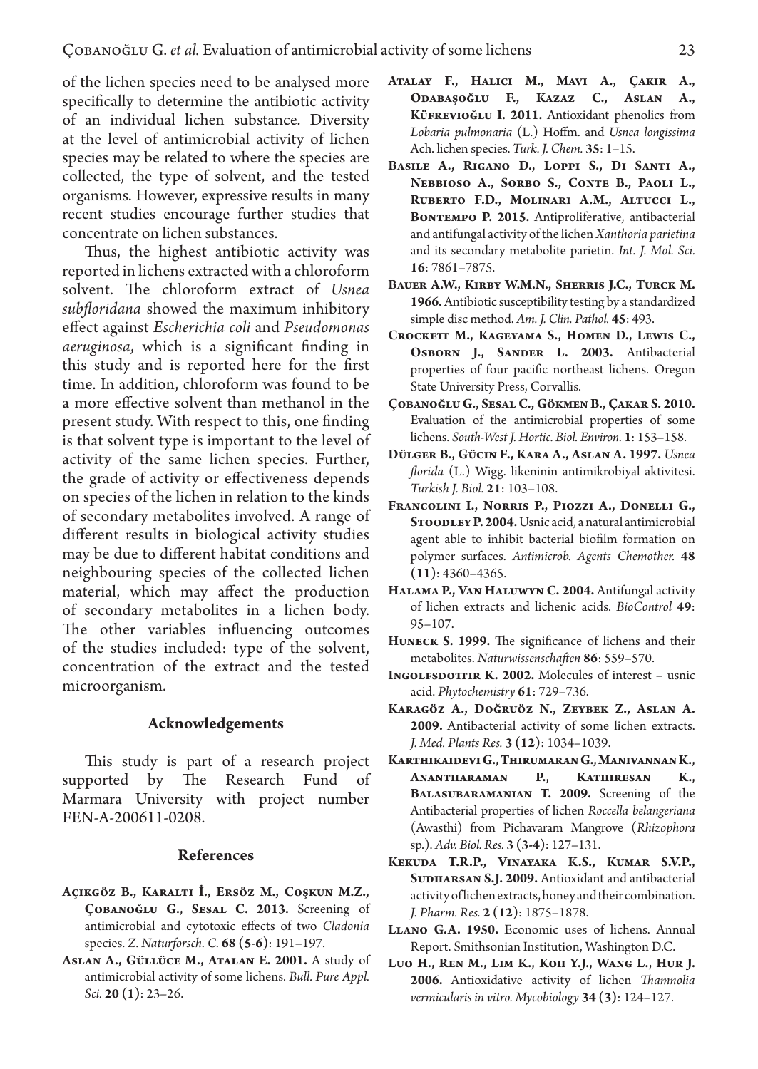of the lichen species need to be analysed more specifically to determine the antibiotic activity of an individual lichen substance. Diversity at the level of antimicrobial activity of lichen species may be related to where the species are collected, the type of solvent, and the tested organisms. However, expressive results in many recent studies encourage further studies that concentrate on lichen substances.

Thus, the highest antibiotic activity was reported in lichens extracted with a chloroform solvent. The chloroform extract of *Usnea subfloridana* showed the maximum inhibitory effect against *Escherichia coli* and *Pseudomonas aeruginosa*, which is a significant finding in this study and is reported here for the first time. In addition, chloroform was found to be a more effective solvent than methanol in the present study. With respect to this, one finding is that solvent type is important to the level of activity of the same lichen species. Further, the grade of activity or effectiveness depends on species of the lichen in relation to the kinds of secondary metabolites involved. A range of different results in biological activity studies may be due to different habitat conditions and neighbouring species of the collected lichen material, which may affect the production of secondary metabolites in a lichen body. The other variables influencing outcomes of the studies included: type of the solvent, concentration of the extract and the tested microorganism.

## Acknowledgements

This study is part of a research project supported by The Research Fund of Marmara University with project number FEN-A-200611-0208.

## References

**Açıkgöz B., Karaltı İ., Ersöz M., Coşkun M.Z., Çobanoğlu G., Sesal C. 2013.** Screening of antimicrobial and cytotoxic effects of two *Cladonia* species. *Z. Naturforsch. C.* **68 (5-6)**: 191–197.

**Aslan A., Güllüce M., Atalan E. 2001.** A study of antimicrobial activity of some lichens. *Bull. Pure Appl. Sci.* **20 (1)**: 23–26.

**Atalay F., Halıcı M., Mavi A., Çakır A., Odabaşoğlu F., Kazaz C., Aslan A., Küfrevioğlu I. 2011.** Antioxidant phenolics from *Lobaria pulmonaria* (L.) Hoffm. and *Usnea longissima* Ach. lichen species. *Turk. J. Chem.* **35**: 1–15.

**Basile A., Rigano D., Loppi S., Di Santi A., Nebbioso A., Sorbo S., Conte B., Paoli L., Ruberto F.D., Molinari A.M., Altucci L., Bontempo P. 2015.** Antiproliferative, antibacterial and antifungal activity of the lichen *Xanthoria parietina* and its secondary metabolite parietin. *Int. J. Mol. Sci.* **16**: 7861–7875.

**Bauer A.W., Kirby W.M.N., Sherris J.C., Turck M. 1966.** Antibiotic susceptibility testing by a standardized simple disc method. *Am. J. Clin. Pathol.* **45**: 493.

**Crockett M., Kageyama S., Homen D., Lewis C., Osborn J., Sander L. 2003.** Antibacterial properties of four pacific northeast lichens. Oregon State University Press, Corvallis.

**Çobanoğlu G., Sesal C., Gökmen B., Çakar S. 2010.** Evaluation of the antimicrobial properties of some lichens. *South-West J. Hortic. Biol. Environ.* **1**: 153–158.

**Dülger B., Gücin F., Kara A., Aslan A. 1997.** *Usnea florida* (L.) Wigg. likeninin antimikrobiyal aktivitesi. *Turkish J. Biol.* **21**: 103–108.

**Francolini I., Norris P., Piozzi A., Donelli G., Stoodley P. 2004.** Usnic acid, a natural antimicrobial agent able to inhibit bacterial biofilm formation on polymer surfaces. *Antimicrob. Agents Chemother.* **48 (11)**: 4360–4365.

**Halama P., Van Haluwyn C. 2004.** Antifungal activity of lichen extracts and lichenic acids. *BioControl* **49**: 95–107.

**Huneck S. 1999.** The significance of lichens and their metabolites. *Naturwissenschaften* **86**: 559–570.

**Ingolfsdottir K. 2002.** Molecules of interest – usnic acid. *Phytochemistry* **61**: 729–736.

**Karagöz A., Doğruöz N., Zeybek Z., Aslan A. 2009.** Antibacterial activity of some lichen extracts. *J. Med. Plants Res.* **3 (12)**: 1034–1039.

**Karthikaidevi G., Thirumaran G., Manivannan K., Anantharaman P., Kathiresan K., Balasubaramanian T. 2009.** Screening of the Antibacterial properties of lichen *Roccella belangeriana* (Awasthi) from Pichavaram Mangrove (*Rhizophora* sp.). *Adv. Biol. Res.* **3 (3-4)**: 127–131.

**Kekuda T.R.P., Vinayaka K.S., Kumar S.V.P., Sudharsan S.J. 2009.** Antioxidant and antibacterial activity of lichen extracts, honey and their combination. *J. Pharm. Res.* **2 (12)**: 1875–1878.

**Llano G.A. 1950.** Economic uses of lichens. Annual Report. Smithsonian Institution, Washington D.C.

**Luo H., Ren M., Lim K., Koh Y.J., Wang L., Hur J. 2006.** Antioxidative activity of lichen *Thamnolia vermicularis in vitro*. *Mycobiology* **34 (3)**: 124–127.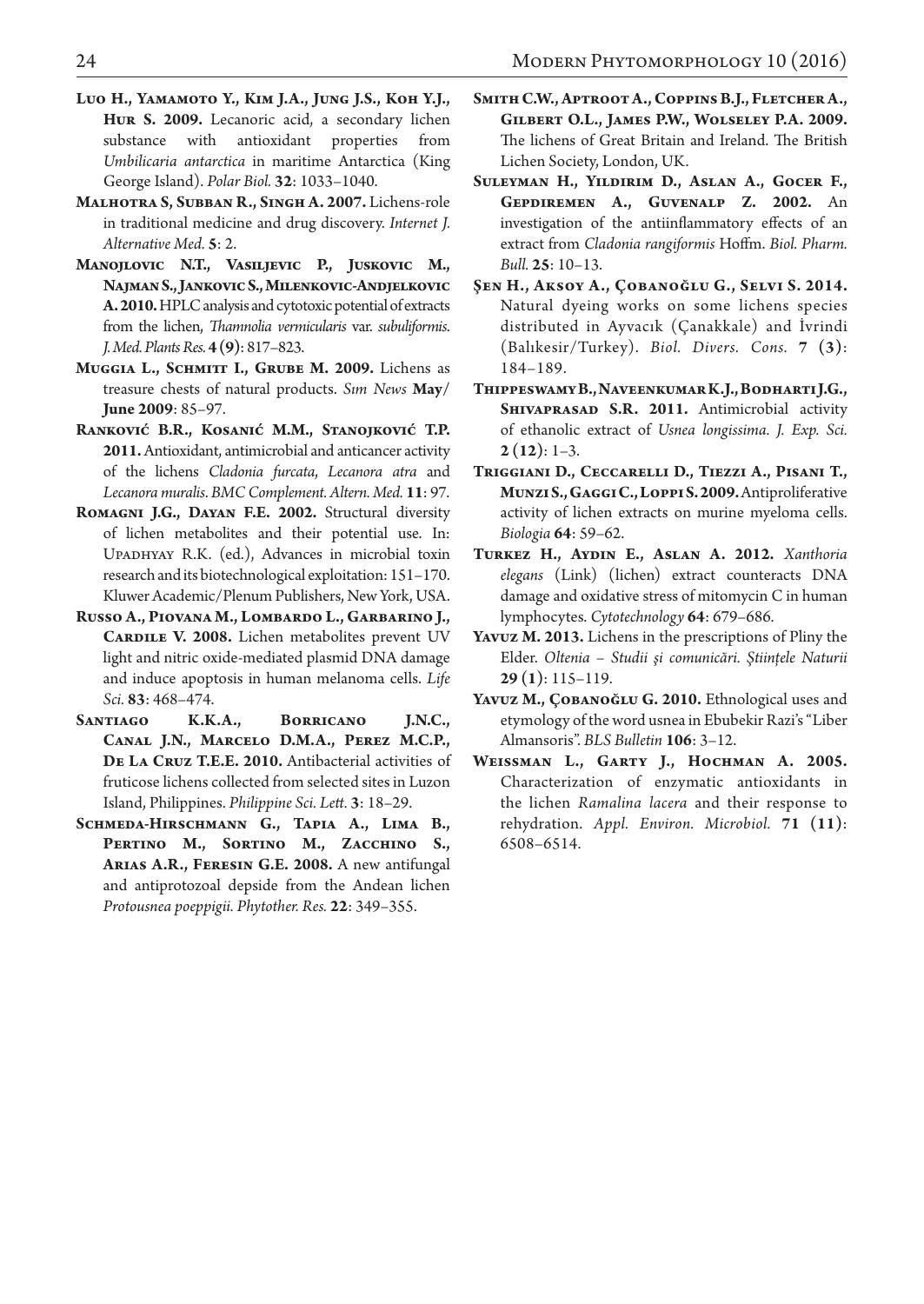**Luo H., Yamamoto Y., Kim J.A., Jung J.S., Koh Y.J., Hur S. 2009.** Lecanoric acid, a secondary lichen substance with antioxidant properties from *Umbilicaria antarctica* in maritime Antarctica (King George Island). *Polar Biol.* **32**: 1033–1040.

**Malhotra S, Subban R., Singh A. 2007.** Lichens-role in traditional medicine and drug discovery. *Internet J. Alternative Med.* **5**: 2.

**Manojlovic N.T., Vasiljevic P., Juskovic M., Najman S., Jankovic S., Milenkovic-Andjelkovic A. 2010.** HPLC analysis and cytotoxic potential of extracts from the lichen, *Thamnolia vermicularis* var. *subuliformis*. *J. Med. Plants Res.* **4 (9)**: 817–823.

**Muggia L., Schmitt I., Grube M. 2009.** Lichens as treasure chests of natural products. *Sım News* **May/June 2009**: 85–97.

**Ranković B.R., Kosanić M.M., Stanojković T.P. 2011.** Antioxidant, antimicrobial and anticancer activity of the lichens *Cladonia furcata*, *Lecanora atra* and *Lecanora muralis*. *BMC Complement. Altern. Med.* **11**: 97.

**Romagni J.G., Dayan F.E. 2002.** Structural diversity of lichen metabolites and their potential use. In: Upadhyay R.K. (ed.), Advances in microbial toxin research and its biotechnological exploitation: 151–170. Kluwer Academic/Plenum Publishers, New York, USA.

**Russo A., Piovana M., Lombardo L., Garbarino J., Cardile V. 2008.** Lichen metabolites prevent UV light and nitric oxide-mediated plasmid DNA damage and induce apoptosis in human melanoma cells. *Life Sci.* **83**: 468–474.

**Santiago K.K.A., Borricano J.N.C., Canal J.N., Marcelo D.M.A., Perez M.C.P., De La Cruz T.E.E. 2010.** Antibacterial activities of fruticose lichens collected from selected sites in Luzon Island, Philippines. *Philippine Sci. Lett.* **3**: 18–29.

**Schmeda-Hirschmann G., Tapia A., Lima B., Pertino M., Sortino M., Zacchino S., Arias A.R., Feresin G.E. 2008.** A new antifungal and antiprotozoal depside from the Andean lichen *Protousnea poeppigii*. *Phytother. Res.* **22**: 349–355.

**Smith C.W., Aptroot A., Coppins B.J., Fletcher A., Gilbert O.L., James P.W., Wolseley P.A. 2009.** The lichens of Great Britain and Ireland. The British Lichen Society, London, UK.

**Suleyman H., Yildirim D., Aslan A., Gocer F., Gepdiremen A., Guvenalp Z. 2002.** An investigation of the antiinflammatory effects of an extract from *Cladonia rangiformis* Hoffm. *Biol. Pharm. Bull.* **25**: 10–13.

**Şen H., Aksoy A., Çobanoğlu G., Selvi S. 2014.** Natural dyeing works on some lichens species distributed in Ayvacık (Çanakkale) and İvrindi (Balıkesir/Turkey). *Biol. Divers. Cons.* **7 (3)**: 184–189.

**Thippeswamy B., Naveenkumar K.J., Bodharti J.G., Shivaprasad S.R. 2011.** Antimicrobial activity of ethanolic extract of *Usnea longissima*. *J. Exp. Sci.* **2 (12)**: 1–3.

**Triggiani D., Ceccarelli D., Tiezzi A., Pisani T., Munzi S., Gaggi C., Loppi S. 2009.** Antiproliferative activity of lichen extracts on murine myeloma cells. *Biologia* **64**: 59–62.

**Turkez H., Aydin E., Aslan A. 2012.** *Xanthoria elegans* (Link) (lichen) extract counteracts DNA damage and oxidative stress of mitomycin C in human lymphocytes. *Cytotechnology* **64**: 679–686.

**Yavuz M. 2013.** Lichens in the prescriptions of Pliny the Elder. *Oltenia – Studii şi comunicări. Ştiinţele Naturii* **29 (1)**: 115–119.

**Yavuz M., Çobanoğlu G. 2010.** Ethnological uses and etymology of the word usnea in Ebubekir Razi's "Liber Almansoris". *BLS Bulletin* **106**: 3–12.

**Weissman L., Garty J., Hochman A. 2005.** Characterization of enzymatic antioxidants in the lichen *Ramalina lacera* and their response to rehydration. *Appl. Environ. Microbiol.* **71 (11)**: 6508–6514.